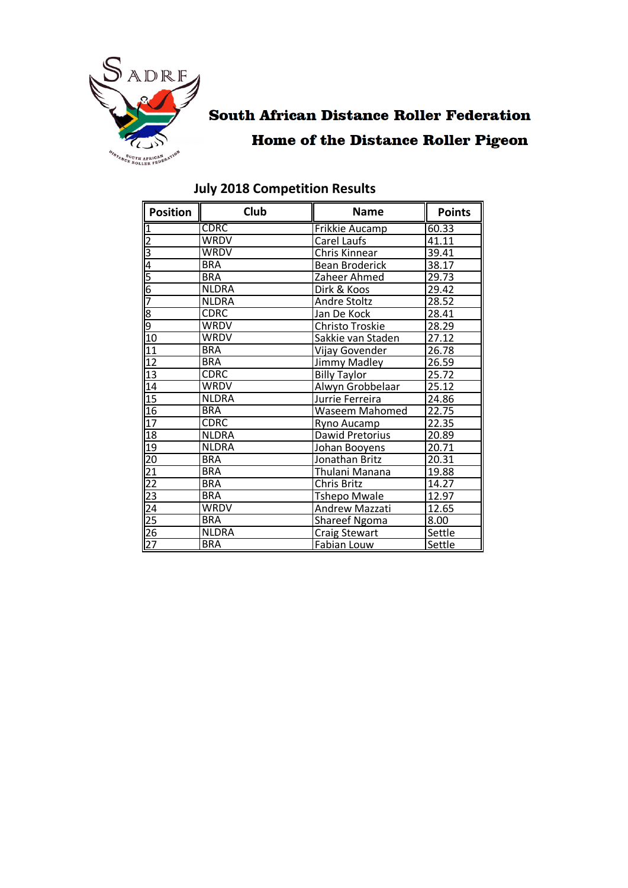# South African Distance Roller Federation

## Home of the Distance Roller Pigeon

### July 2018 Competition Results

| Position | Club | Name | Points |
|---|---|---|---|
| 1 | CDRC | Frikkie Aucamp | 60.33 |
| 2 | WRDV | Carel Laufs | 41.11 |
| 3 | WRDV | Chris Kinnear | 39.41 |
| 4 | BRA | Bean Broderick | 38.17 |
| 5 | BRA | Zaheer Ahmed | 29.73 |
| 6 | NLDRA | Dirk & Koos | 29.42 |
| 7 | NLDRA | Andre Stoltz | 28.52 |
| 8 | CDRC | Jan De Kock | 28.41 |
| 9 | WRDV | Christo Troskie | 28.29 |
| 10 | WRDV | Sakkie van Staden | 27.12 |
| 11 | BRA | Vijay Govender | 26.78 |
| 12 | BRA | Jimmy Madley | 26.59 |
| 13 | CDRC | Billy Taylor | 25.72 |
| 14 | WRDV | Alwyn Grobbelaar | 25.12 |
| 15 | NLDRA | Jurrie Ferreira | 24.86 |
| 16 | BRA | Waseem Mahomed | 22.75 |
| 17 | CDRC | Ryno Aucamp | 22.35 |
| 18 | NLDRA | Dawid Pretorius | 20.89 |
| 19 | NLDRA | Johan Booyens | 20.71 |
| 20 | BRA | Jonathan Britz | 20.31 |
| 21 | BRA | Thulani Manana | 19.88 |
| 22 | BRA | Chris Britz | 14.27 |
| 23 | BRA | Tshepo Mwale | 12.97 |
| 24 | WRDV | Andrew Mazzati | 12.65 |
| 25 | BRA | Shareef Ngoma | 8.00 |
| 26 | NLDRA | Craig Stewart | Settle |
| 27 | BRA | Fabian Louw | Settle |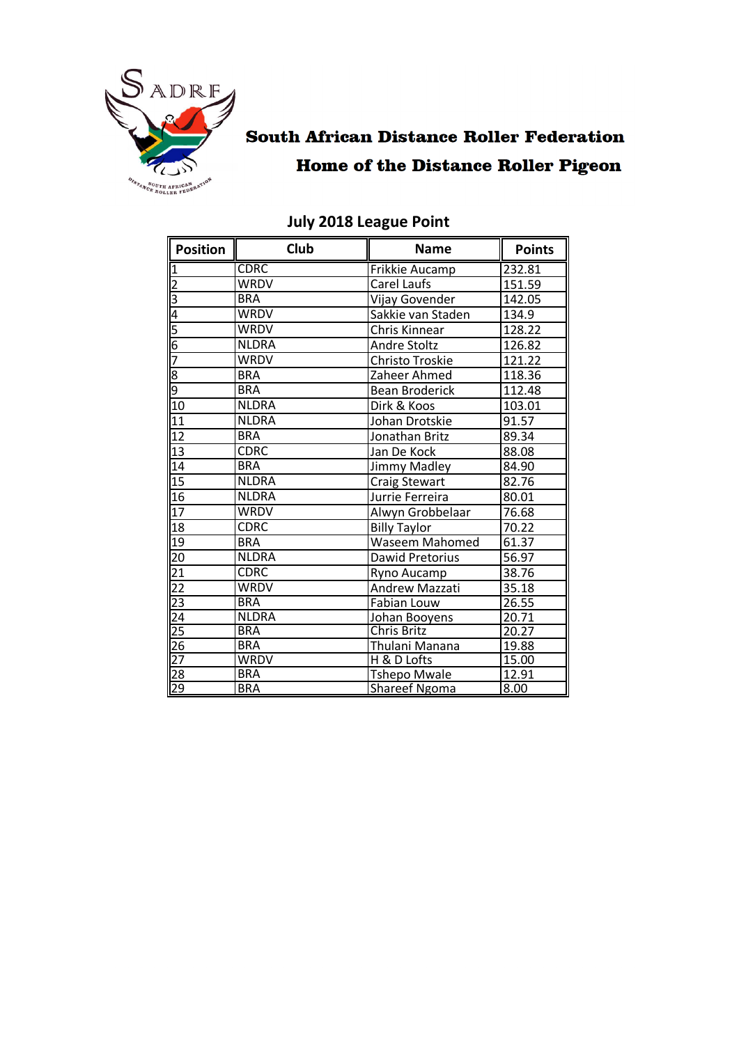**South African Distance Roller Federation**

**Home of the Distance Roller Pigeon**

## July 2018 League Point

| Position | Club | Name | Points |
|---|---|---|---|
| 1 | CDRC | Frikkie Aucamp | 232.81 |
| 2 | WRDV | Carel Laufs | 151.59 |
| 3 | BRA | Vijay Govender | 142.05 |
| 4 | WRDV | Sakkie van Staden | 134.9 |
| 5 | WRDV | Chris Kinnear | 128.22 |
| 6 | NLDRA | Andre Stoltz | 126.82 |
| 7 | WRDV | Christo Troskie | 121.22 |
| 8 | BRA | Zaheer Ahmed | 118.36 |
| 9 | BRA | Bean Broderick | 112.48 |
| 10 | NLDRA | Dirk & Koos | 103.01 |
| 11 | NLDRA | Johan Drotskie | 91.57 |
| 12 | BRA | Jonathan Britz | 89.34 |
| 13 | CDRC | Jan De Kock | 88.08 |
| 14 | BRA | Jimmy Madley | 84.90 |
| 15 | NLDRA | Craig Stewart | 82.76 |
| 16 | NLDRA | Jurrie Ferreira | 80.01 |
| 17 | WRDV | Alwyn Grobbelaar | 76.68 |
| 18 | CDRC | Billy Taylor | 70.22 |
| 19 | BRA | Waseem Mahomed | 61.37 |
| 20 | NLDRA | Dawid Pretorius | 56.97 |
| 21 | CDRC | Ryno Aucamp | 38.76 |
| 22 | WRDV | Andrew Mazzati | 35.18 |
| 23 | BRA | Fabian Louw | 26.55 |
| 24 | NLDRA | Johan Booyens | 20.71 |
| 25 | BRA | Chris Britz | 20.27 |
| 26 | BRA | Thulani Manana | 19.88 |
| 27 | WRDV | H & D Lofts | 15.00 |
| 28 | BRA | Tshepo Mwale | 12.91 |
| 29 | BRA | Shareef Ngoma | 8.00 |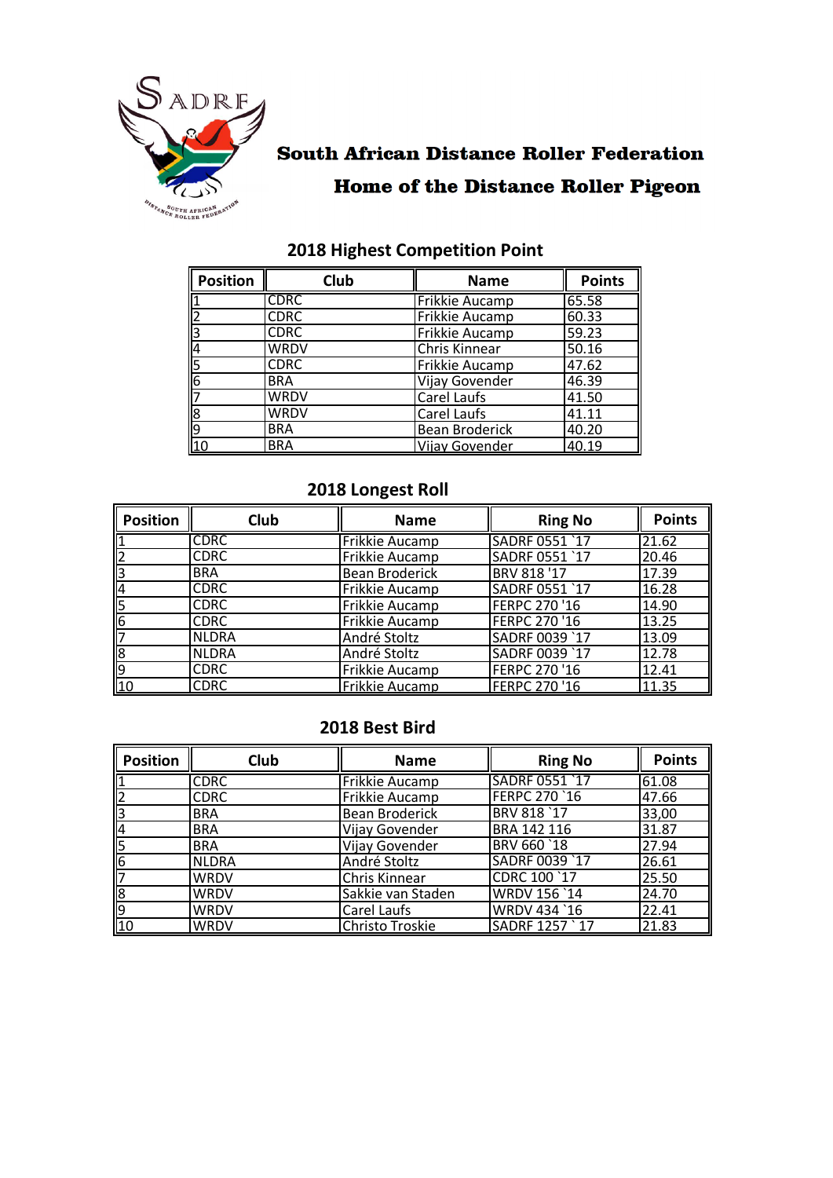**South African Distance Roller Federation**

**Home of the Distance Roller Pigeon**

## 2018 Highest Competition Point

| Position | Club | Name | Points |
|---|---|---|---|
| 1 | CDRC | Frikkie Aucamp | 65.58 |
| 2 | CDRC | Frikkie Aucamp | 60.33 |
| 3 | CDRC | Frikkie Aucamp | 59.23 |
| 4 | WRDV | Chris Kinnear | 50.16 |
| 5 | CDRC | Frikkie Aucamp | 47.62 |
| 6 | BRA | Vijay Govender | 46.39 |
| 7 | WRDV | Carel Laufs | 41.50 |
| 8 | WRDV | Carel Laufs | 41.11 |
| 9 | BRA | Bean Broderick | 40.20 |
| 10 | BRA | Vijay Govender | 40.19 |

## 2018 Longest Roll

| Position | Club | Name | Ring No | Points |
|---|---|---|---|---|
| 1 | CDRC | Frikkie Aucamp | SADRF 0551 `17 | 21.62 |
| 2 | CDRC | Frikkie Aucamp | SADRF 0551 `17 | 20.46 |
| 3 | BRA | Bean Broderick | BRV 818 '17 | 17.39 |
| 4 | CDRC | Frikkie Aucamp | SADRF 0551 `17 | 16.28 |
| 5 | CDRC | Frikkie Aucamp | FERPC 270 '16 | 14.90 |
| 6 | CDRC | Frikkie Aucamp | FERPC 270 '16 | 13.25 |
| 7 | NLDRA | André Stoltz | SADRF 0039 `17 | 13.09 |
| 8 | NLDRA | André Stoltz | SADRF 0039 `17 | 12.78 |
| 9 | CDRC | Frikkie Aucamp | FERPC 270 '16 | 12.41 |
| 10 | CDRC | Frikkie Aucamp | FERPC 270 '16 | 11.35 |

## 2018 Best Bird

| Position | Club | Name | Ring No | Points |
|---|---|---|---|---|
| 1 | CDRC | Frikkie Aucamp | SADRF 0551 `17 | 61.08 |
| 2 | CDRC | Frikkie Aucamp | FERPC 270 `16 | 47.66 |
| 3 | BRA | Bean Broderick | BRV 818 `17 | 33,00 |
| 4 | BRA | Vijay Govender | BRA 142 116 | 31.87 |
| 5 | BRA | Vijay Govender | BRV 660 `18 | 27.94 |
| 6 | NLDRA | André Stoltz | SADRF 0039 `17 | 26.61 |
| 7 | WRDV | Chris Kinnear | CDRC 100 `17 | 25.50 |
| 8 | WRDV | Sakkie van Staden | WRDV 156 `14 | 24.70 |
| 9 | WRDV | Carel Laufs | WRDV 434 `16 | 22.41 |
| 10 | WRDV | Christo Troskie | SADRF 1257 ` 17 | 21.83 |